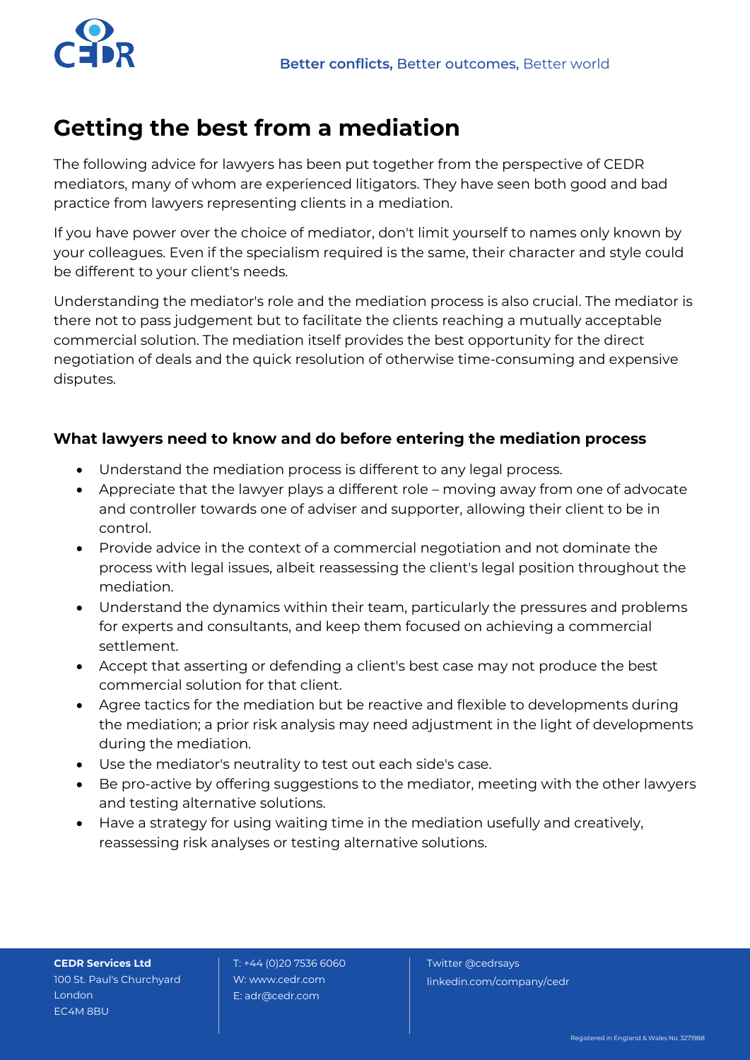# Getting the best from a mediation

The following advice for lawyers has been put together from the perspective of CEDR mediators, many of whom are experienced litigators. They have seen both good and bad practice from lawyers representing clients in a mediation.

If you have power over the choice of mediator, don't limit yourself to names only known by your colleagues. Even if the specialism required is the same, their character and style could be different to your client's needs.

Understanding the mediator's role and the mediation process is also crucial. The mediator is there not to pass judgement but to facilitate the clients reaching a mutually acceptable commercial solution. The mediation itself provides the best opportunity for the direct negotiation of deals and the quick resolution of otherwise time-consuming and expensive disputes.

## What lawyers need to know and do before entering the mediation process

- Understand the mediation process is different to any legal process.
- Appreciate that the lawyer plays a different role – moving away from one of advocate and controller towards one of adviser and supporter, allowing their client to be in control.
- Provide advice in the context of a commercial negotiation and not dominate the process with legal issues, albeit reassessing the client's legal position throughout the mediation.
- Understand the dynamics within their team, particularly the pressures and problems for experts and consultants, and keep them focused on achieving a commercial settlement.
- Accept that asserting or defending a client's best case may not produce the best commercial solution for that client.
- Agree tactics for the mediation but be reactive and flexible to developments during the mediation; a prior risk analysis may need adjustment in the light of developments during the mediation.
- Use the mediator's neutrality to test out each side's case.
- Be pro-active by offering suggestions to the mediator, meeting with the other lawyers and testing alternative solutions.
- Have a strategy for using waiting time in the mediation usefully and creatively, reassessing risk analyses or testing alternative solutions.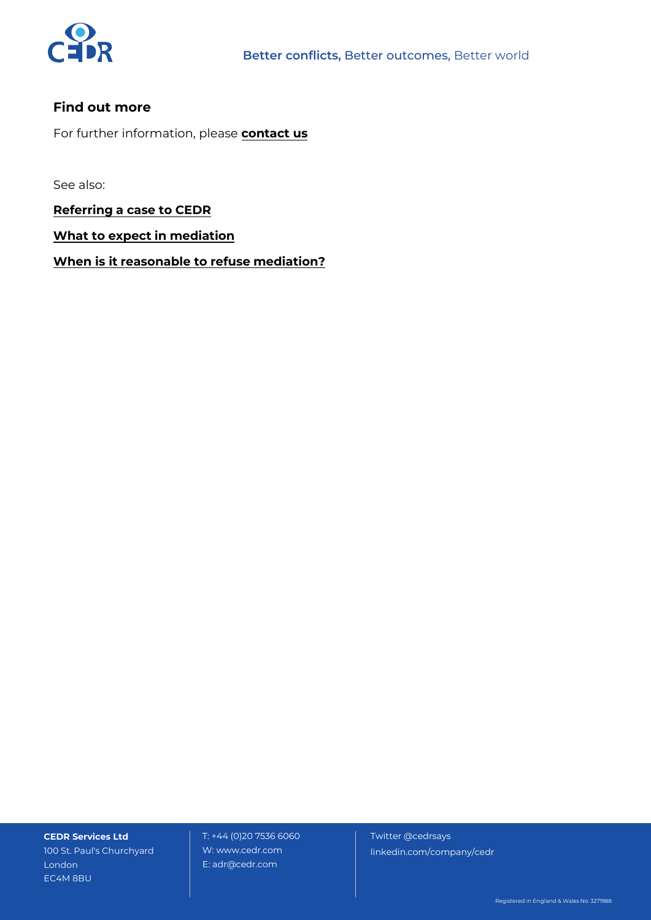## Find out more

For further information, please **contact us**

See also:

**Referring a case to CEDR**

**What to expect in mediation**

**When is it reasonable to refuse mediation?**

**CEDR Services Ltd**
100 St. Paul's Churchyard
London
EC4M 8BU

T: +44 (0)20 7536 6060
W: www.cedr.com
E: adr@cedr.com

Twitter @cedrsays
linkedin.com/company/cedr

Registered in England & Wales No. 3271988